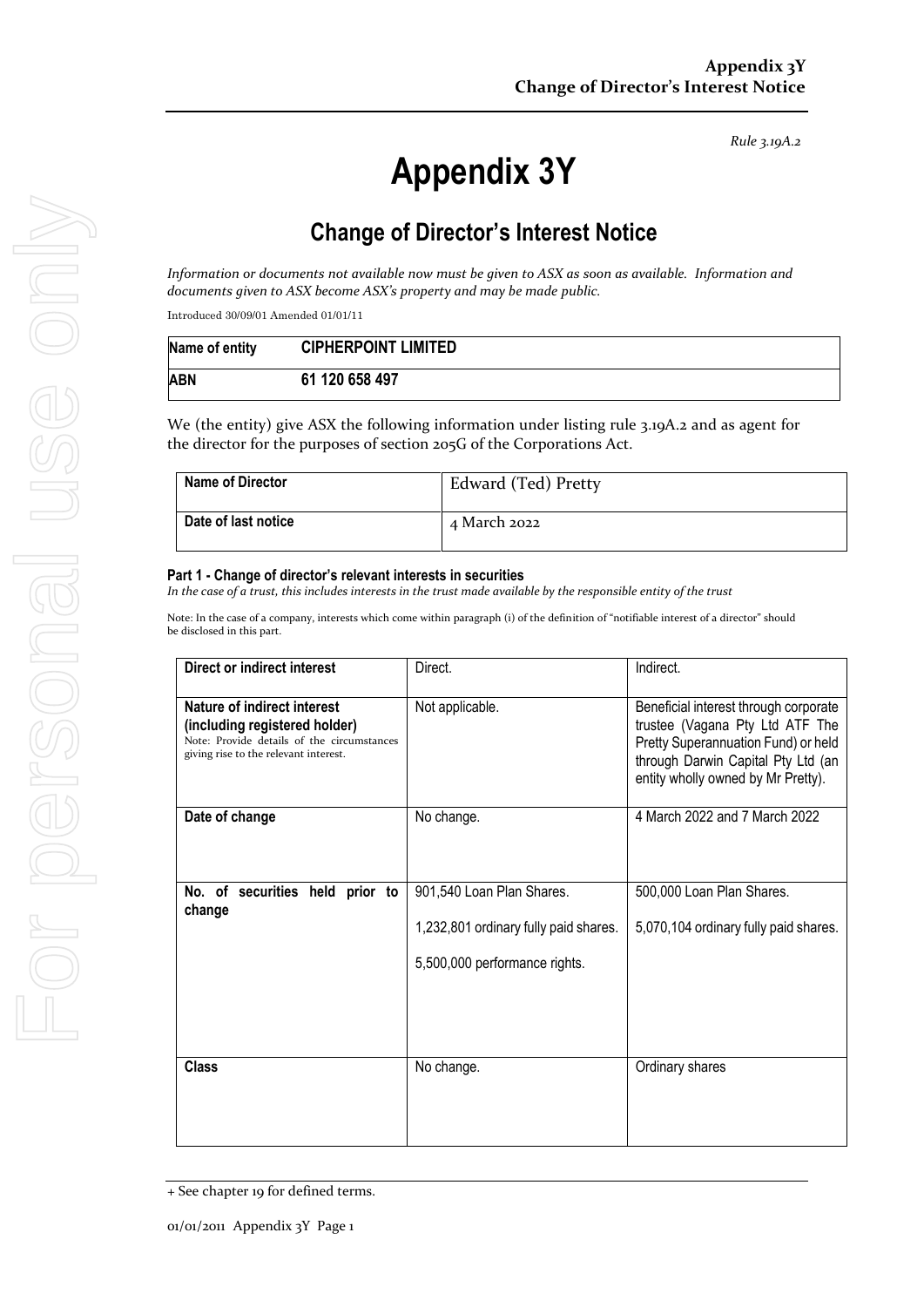*Rule 3.19A.2*

# Appendix 3Y

## Change of Director's Interest Notice

*Information or documents not available now must be given to ASX as soon as available. Information and documents given to ASX become ASX's property and may be made public.*

Introduced 30/09/01 Amended 01/01/11

| Name of entity | CIPHERPOINT LIMITED |
|---|---|
| ABN | 61 120 658 497 |

We (the entity) give ASX the following information under listing rule 3.19A.2 and as agent for the director for the purposes of section 205G of the Corporations Act.

| Name of Director | Edward (Ted) Pretty |
|---|---|
| Date of last notice | 4 March 2022 |

#### Part 1 - Change of director's relevant interests in securities

*In the case of a trust, this includes interests in the trust made available by the responsible entity of the trust*

Note: In the case of a company, interests which come within paragraph (i) of the definition of "notifiable interest of a director" should be disclosed in this part.

| Direct or indirect interest | Direct. | Indirect. |
|---|---|---|
| **Nature of indirect interest (including registered holder)**<br>Note: Provide details of the circumstances giving rise to the relevant interest. | Not applicable. | Beneficial interest through corporate trustee (Vagana Pty Ltd ATF The Pretty Superannuation Fund) or held through Darwin Capital Pty Ltd (an entity wholly owned by Mr Pretty). |
| **Date of change** | No change. | 4 March 2022 and 7 March 2022 |
| **No. of securities held prior to change** | 901,540 Loan Plan Shares.<br><br>1,232,801 ordinary fully paid shares.<br><br>5,500,000 performance rights. | 500,000 Loan Plan Shares.<br><br>5,070,104 ordinary fully paid shares. |
| **Class** | No change. | Ordinary shares |

+ See chapter 19 for defined terms.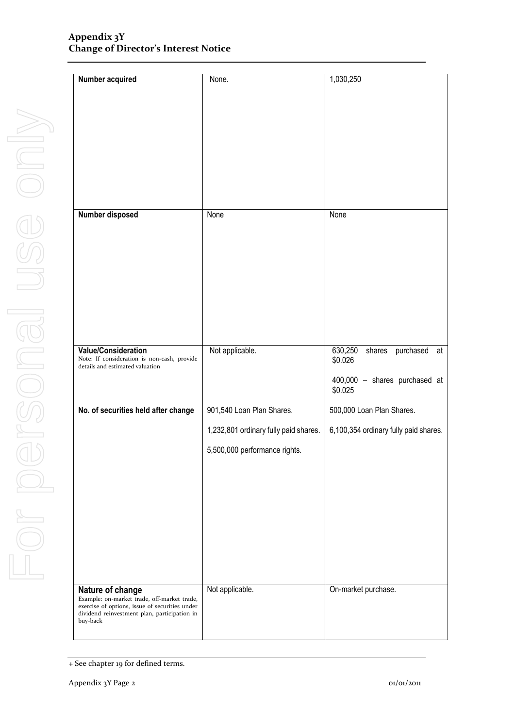| Number acquired | None. | 1,030,250 |
|---|---|---|
| Number disposed | None | None |
| **Value/Consideration**<br>Note: If consideration is non-cash, provide details and estimated valuation | Not applicable. | 630,250 shares purchased at $0.026<br><br>400,000 – shares purchased at $0.025 |
| **No. of securities held after change** | 901,540 Loan Plan Shares.<br><br>1,232,801 ordinary fully paid shares.<br><br>5,500,000 performance rights. | 500,000 Loan Plan Shares.<br><br>6,100,354 ordinary fully paid shares. |
| **Nature of change**<br>Example: on-market trade, off-market trade, exercise of options, issue of securities under dividend reinvestment plan, participation in buy-back | Not applicable. | On-market purchase. |

+ See chapter 19 for defined terms.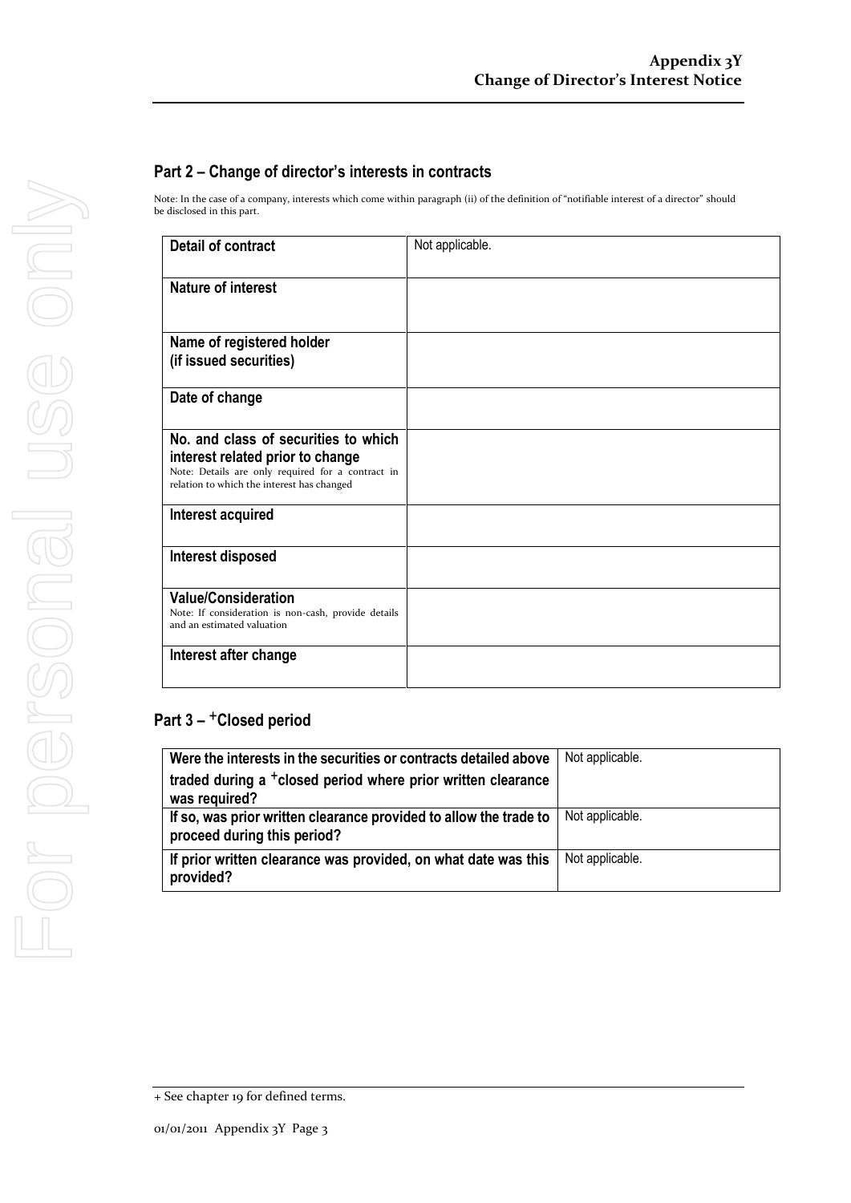## Part 2 – Change of director's interests in contracts

Note: In the case of a company, interests which come within paragraph (ii) of the definition of "notifiable interest of a director" should be disclosed in this part.

| | |
|---|---|
| **Detail of contract** | Not applicable. |
| **Nature of interest** | |
| **Name of registered holder (if issued securities)** | |
| **Date of change** | |
| **No. and class of securities to which interest related prior to change** Note: Details are only required for a contract in relation to which the interest has changed | |
| **Interest acquired** | |
| **Interest disposed** | |
| **Value/Consideration** Note: If consideration is non-cash, provide details and an estimated valuation | |
| **Interest after change** | |

## Part 3 – +Closed period

| | |
|---|---|
| **Were the interests in the securities or contracts detailed above traded during a +closed period where prior written clearance was required?** | Not applicable. |
| **If so, was prior written clearance provided to allow the trade to proceed during this period?** | Not applicable. |
| **If prior written clearance was provided, on what date was this provided?** | Not applicable. |

+ See chapter 19 for defined terms.